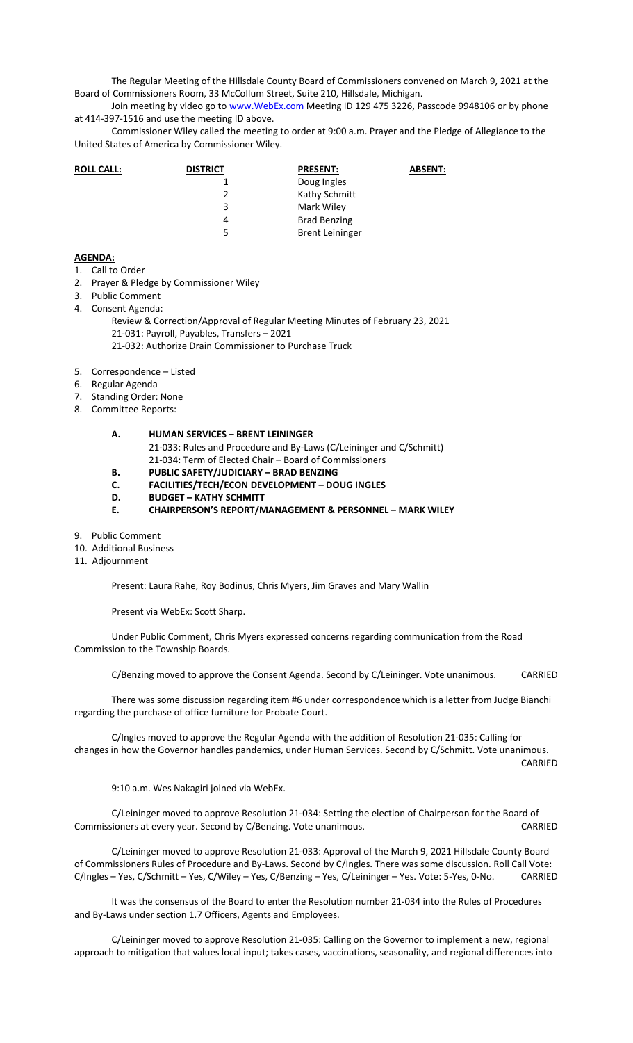The Regular Meeting of the Hillsdale County Board of Commissioners convened on March 9, 2021 at the Board of Commissioners Room, 33 McCollum Street, Suite 210, Hillsdale, Michigan.

Join meeting by video go to www.WebEx.com Meeting ID 129 475 3226, Passcode 9948106 or by phone at 414-397-1516 and use the meeting ID above.

Commissioner Wiley called the meeting to order at 9:00 a.m. Prayer and the Pledge of Allegiance to the United States of America by Commissioner Wiley.

| **ROLL CALL:** | **DISTRICT** | **PRESENT:** | **ABSENT:** |
|---|---|---|---|
| | 1 | Doug Ingles | |
| | 2 | Kathy Schmitt | |
| | 3 | Mark Wiley | |
| | 4 | Brad Benzing | |
| | 5 | Brent Leininger | |

**AGENDA:**

1. Call to Order
2. Prayer & Pledge by Commissioner Wiley
3. Public Comment
4. Consent Agenda:
   - Review & Correction/Approval of Regular Meeting Minutes of February 23, 2021
   - 21-031: Payroll, Payables, Transfers – 2021
   - 21-032: Authorize Drain Commissioner to Purchase Truck
5. Correspondence – Listed
6. Regular Agenda
7. Standing Order: None
8. Committee Reports:
   - **A. HUMAN SERVICES – BRENT LEININGER**
     - 21-033: Rules and Procedure and By-Laws (C/Leininger and C/Schmitt)
     - 21-034: Term of Elected Chair – Board of Commissioners
   - **B. PUBLIC SAFETY/JUDICIARY – BRAD BENZING**
   - **C. FACILITIES/TECH/ECON DEVELOPMENT – DOUG INGLES**
   - **D. BUDGET – KATHY SCHMITT**
   - **E. CHAIRPERSON'S REPORT/MANAGEMENT & PERSONNEL – MARK WILEY**
9. Public Comment
10. Additional Business
11. Adjournment

Present: Laura Rahe, Roy Bodinus, Chris Myers, Jim Graves and Mary Wallin

Present via WebEx: Scott Sharp.

Under Public Comment, Chris Myers expressed concerns regarding communication from the Road Commission to the Township Boards.

C/Benzing moved to approve the Consent Agenda. Second by C/Leininger. Vote unanimous. CARRIED

There was some discussion regarding item #6 under correspondence which is a letter from Judge Bianchi regarding the purchase of office furniture for Probate Court.

C/Ingles moved to approve the Regular Agenda with the addition of Resolution 21-035: Calling for changes in how the Governor handles pandemics, under Human Services. Second by C/Schmitt. Vote unanimous. CARRIED

9:10 a.m. Wes Nakagiri joined via WebEx.

C/Leininger moved to approve Resolution 21-034: Setting the election of Chairperson for the Board of Commissioners at every year. Second by C/Benzing. Vote unanimous. CARRIED

C/Leininger moved to approve Resolution 21-033: Approval of the March 9, 2021 Hillsdale County Board of Commissioners Rules of Procedure and By-Laws. Second by C/Ingles. There was some discussion. Roll Call Vote: C/Ingles – Yes, C/Schmitt – Yes, C/Wiley – Yes, C/Benzing – Yes, C/Leininger – Yes. Vote: 5-Yes, 0-No. CARRIED

It was the consensus of the Board to enter the Resolution number 21-034 into the Rules of Procedures and By-Laws under section 1.7 Officers, Agents and Employees.

C/Leininger moved to approve Resolution 21-035: Calling on the Governor to implement a new, regional approach to mitigation that values local input; takes cases, vaccinations, seasonality, and regional differences into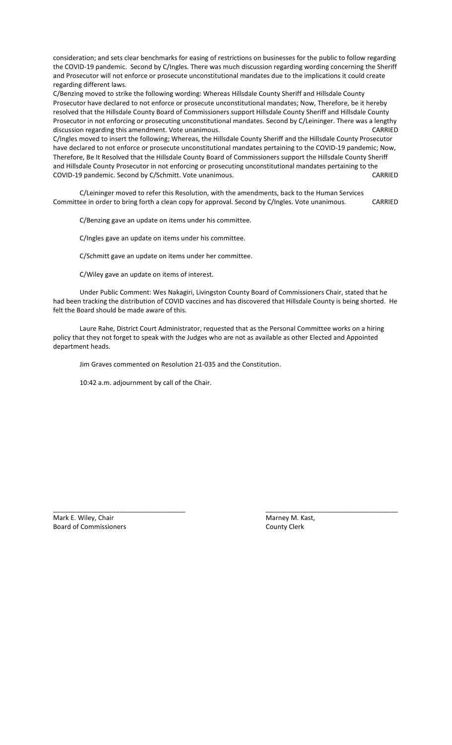consideration; and sets clear benchmarks for easing of restrictions on businesses for the public to follow regarding the COVID-19 pandemic. Second by C/Ingles. There was much discussion regarding wording concerning the Sheriff and Prosecutor will not enforce or prosecute unconstitutional mandates due to the implications it could create regarding different laws.

C/Benzing moved to strike the following wording: Whereas Hillsdale County Sheriff and Hillsdale County Prosecutor have declared to not enforce or prosecute unconstitutional mandates; Now, Therefore, be it hereby resolved that the Hillsdale County Board of Commissioners support Hillsdale County Sheriff and Hillsdale County Prosecutor in not enforcing or prosecuting unconstitutional mandates. Second by C/Leininger. There was a lengthy discussion regarding this amendment. Vote unanimous. CARRIED

C/Ingles moved to insert the following; Whereas, the Hillsdale County Sheriff and the Hillsdale County Prosecutor have declared to not enforce or prosecute unconstitutional mandates pertaining to the COVID-19 pandemic; Now, Therefore, Be It Resolved that the Hillsdale County Board of Commissioners support the Hillsdale County Sheriff and Hillsdale County Prosecutor in not enforcing or prosecuting unconstitutional mandates pertaining to the COVID-19 pandemic. Second by C/Schmitt. Vote unanimous. CARRIED

C/Leininger moved to refer this Resolution, with the amendments, back to the Human Services Committee in order to bring forth a clean copy for approval. Second by C/Ingles. Vote unanimous. CARRIED

C/Benzing gave an update on items under his committee.

C/Ingles gave an update on items under his committee.

C/Schmitt gave an update on items under her committee.

C/Wiley gave an update on items of interest.

Under Public Comment: Wes Nakagiri, Livingston County Board of Commissioners Chair, stated that he had been tracking the distribution of COVID vaccines and has discovered that Hillsdale County is being shorted. He felt the Board should be made aware of this.

Laure Rahe, District Court Administrator, requested that as the Personal Committee works on a hiring policy that they not forget to speak with the Judges who are not as available as other Elected and Appointed department heads.

Jim Graves commented on Resolution 21-035 and the Constitution.

10:42 a.m. adjournment by call of the Chair.

\_\_\_\_\_\_\_\_\_\_\_\_\_\_\_\_\_\_\_\_\_\_\_\_\_\_\_\_\_\_\_\_\_\_\_\_
Mark E. Wiley, Chair
Board of Commissioners

\_\_\_\_\_\_\_\_\_\_\_\_\_\_\_\_\_\_\_\_\_\_\_\_\_\_\_\_\_\_\_\_\_\_\_\_
Marney M. Kast,
County Clerk